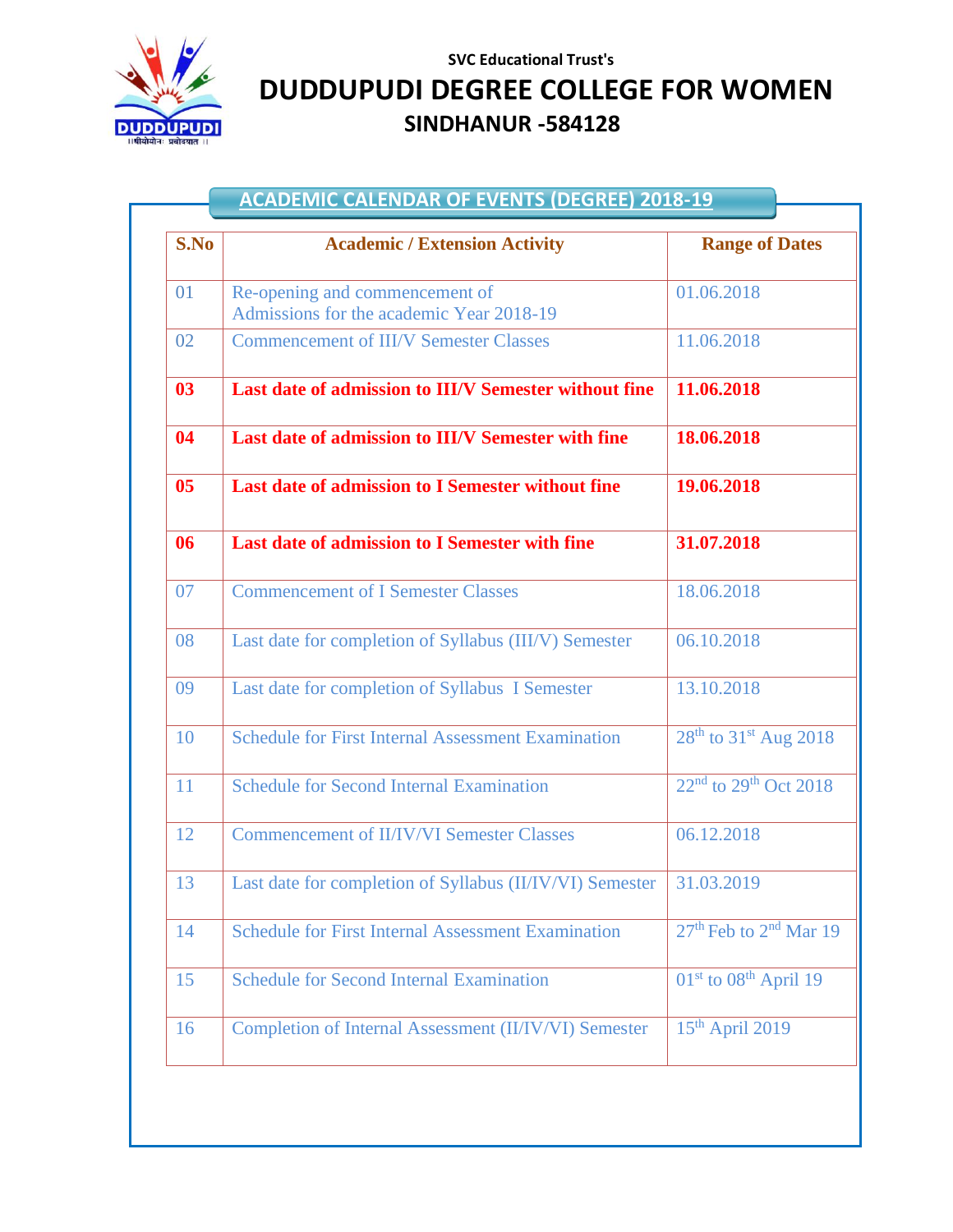SVC Educational Trust's

# DUDDUPUDI DEGREE COLLEGE FOR WOMEN

## SINDHANUR -584128

## ACADEMIC CALENDAR OF EVENTS (DEGREE) 2018-19

| S.No | Academic / Extension Activity | Range of Dates |
|---|---|---|
| 01 | Re-opening and commencement of Admissions for the academic Year 2018-19 | 01.06.2018 |
| 02 | Commencement of III/V Semester Classes | 11.06.2018 |
| **03** | **Last date of admission to III/V Semester without fine** | **11.06.2018** |
| **04** | **Last date of admission to III/V Semester with fine** | **18.06.2018** |
| **05** | **Last date of admission to I Semester without fine** | **19.06.2018** |
| **06** | **Last date of admission to I Semester with fine** | **31.07.2018** |
| 07 | Commencement of I Semester Classes | 18.06.2018 |
| 08 | Last date for completion of Syllabus (III/V) Semester | 06.10.2018 |
| 09 | Last date for completion of Syllabus I Semester | 13.10.2018 |
| 10 | Schedule for First Internal Assessment Examination | 28th to 31st Aug 2018 |
| 11 | Schedule for Second Internal Examination | 22nd to 29th Oct 2018 |
| 12 | Commencement of II/IV/VI Semester Classes | 06.12.2018 |
| 13 | Last date for completion of Syllabus (II/IV/VI) Semester | 31.03.2019 |
| 14 | Schedule for First Internal Assessment Examination | 27th Feb to 2nd Mar 19 |
| 15 | Schedule for Second Internal Examination | 01st to 08th April 19 |
| 16 | Completion of Internal Assessment (II/IV/VI) Semester | 15th April 2019 |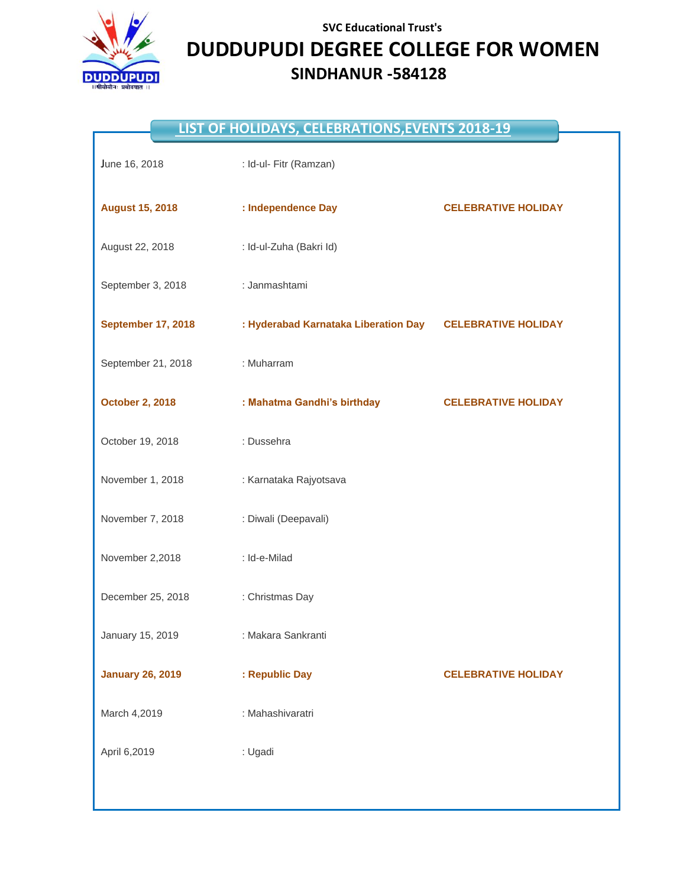SVC Educational Trust's

# DUDDUPUDI DEGREE COLLEGE FOR WOMEN

## SINDHANUR -584128

### LIST OF HOLIDAYS, CELEBRATIONS,EVENTS 2018-19

| | | |
|---|---|---|
| June 16, 2018 | : Id-ul- Fitr (Ramzan) | |
| **August 15, 2018** | **: Independence Day** | **CELEBRATIVE HOLIDAY** |
| August 22, 2018 | : Id-ul-Zuha (Bakri Id) | |
| September 3, 2018 | : Janmashtami | |
| **September 17, 2018** | **: Hyderabad Karnataka Liberation Day** | **CELEBRATIVE HOLIDAY** |
| September 21, 2018 | : Muharram | |
| **October 2, 2018** | **: Mahatma Gandhi's birthday** | **CELEBRATIVE HOLIDAY** |
| October 19, 2018 | : Dussehra | |
| November 1, 2018 | : Karnataka Rajyotsava | |
| November 7, 2018 | : Diwali (Deepavali) | |
| November 2,2018 | : Id-e-Milad | |
| December 25, 2018 | : Christmas Day | |
| January 15, 2019 | : Makara Sankranti | |
| **January 26, 2019** | **: Republic Day** | **CELEBRATIVE HOLIDAY** |
| March 4,2019 | : Mahashivaratri | |
| April 6,2019 | : Ugadi | |